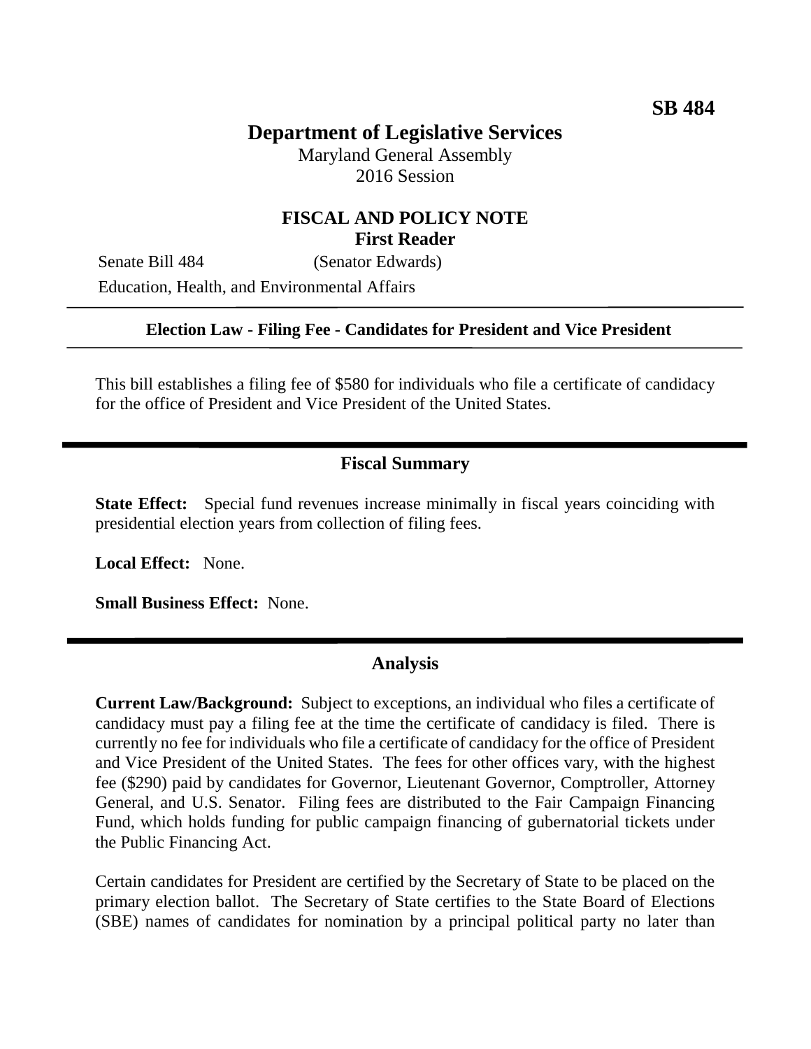**SB 484**

# Department of Legislative Services

Maryland General Assembly
2016 Session

## FISCAL AND POLICY NOTE
**First Reader**

Senate Bill 484 (Senator Edwards)

Education, Health, and Environmental Affairs

---

**Election Law - Filing Fee - Candidates for President and Vice President**

---

This bill establishes a filing fee of $580 for individuals who file a certificate of candidacy for the office of President and Vice President of the United States.

## Fiscal Summary

**State Effect:** Special fund revenues increase minimally in fiscal years coinciding with presidential election years from collection of filing fees.

**Local Effect:** None.

**Small Business Effect:** None.

## Analysis

**Current Law/Background:** Subject to exceptions, an individual who files a certificate of candidacy must pay a filing fee at the time the certificate of candidacy is filed. There is currently no fee for individuals who file a certificate of candidacy for the office of President and Vice President of the United States. The fees for other offices vary, with the highest fee ($290) paid by candidates for Governor, Lieutenant Governor, Comptroller, Attorney General, and U.S. Senator. Filing fees are distributed to the Fair Campaign Financing Fund, which holds funding for public campaign financing of gubernatorial tickets under the Public Financing Act.

Certain candidates for President are certified by the Secretary of State to be placed on the primary election ballot. The Secretary of State certifies to the State Board of Elections (SBE) names of candidates for nomination by a principal political party no later than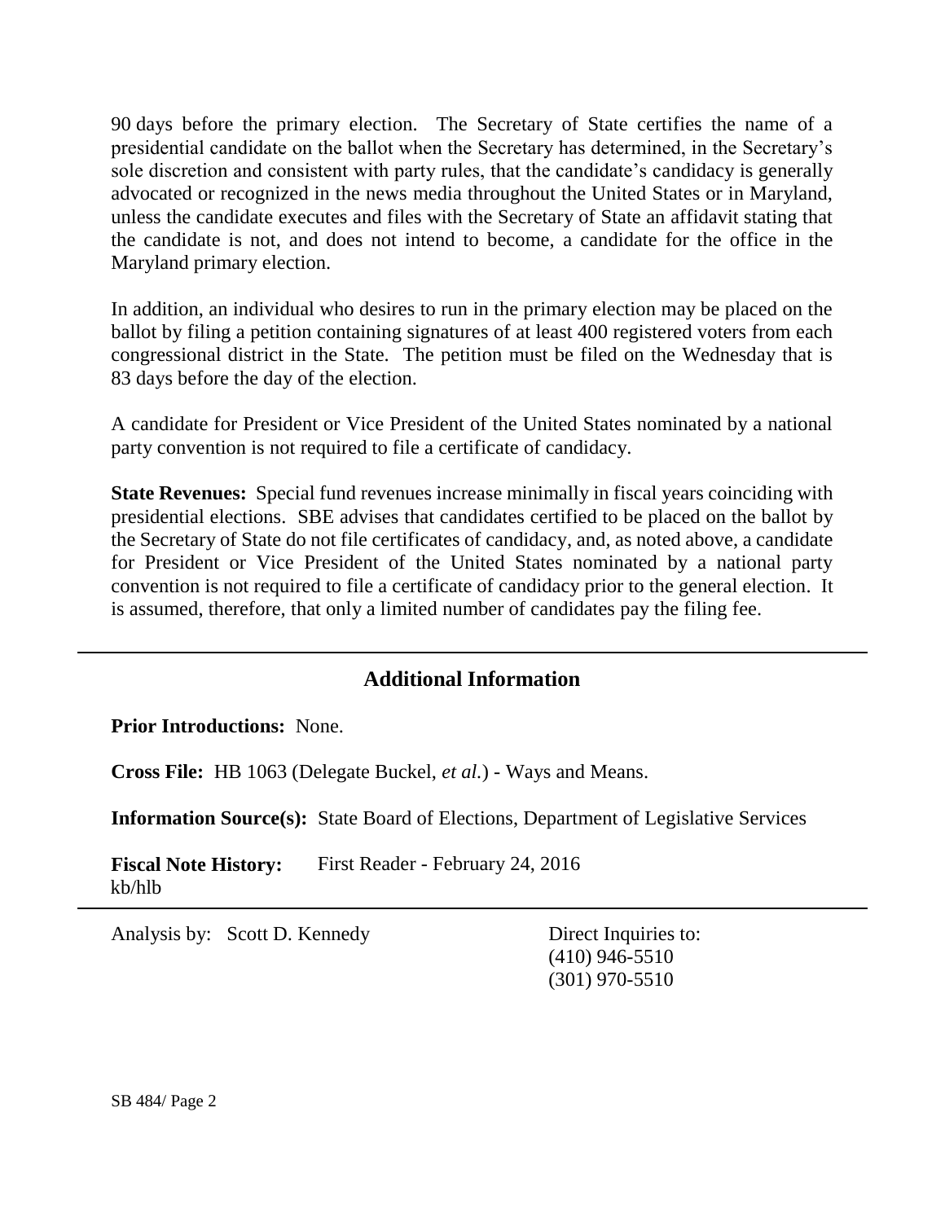90 days before the primary election. The Secretary of State certifies the name of a presidential candidate on the ballot when the Secretary has determined, in the Secretary's sole discretion and consistent with party rules, that the candidate's candidacy is generally advocated or recognized in the news media throughout the United States or in Maryland, unless the candidate executes and files with the Secretary of State an affidavit stating that the candidate is not, and does not intend to become, a candidate for the office in the Maryland primary election.

In addition, an individual who desires to run in the primary election may be placed on the ballot by filing a petition containing signatures of at least 400 registered voters from each congressional district in the State. The petition must be filed on the Wednesday that is 83 days before the day of the election.

A candidate for President or Vice President of the United States nominated by a national party convention is not required to file a certificate of candidacy.

**State Revenues:** Special fund revenues increase minimally in fiscal years coinciding with presidential elections. SBE advises that candidates certified to be placed on the ballot by the Secretary of State do not file certificates of candidacy, and, as noted above, a candidate for President or Vice President of the United States nominated by a national party convention is not required to file a certificate of candidacy prior to the general election. It is assumed, therefore, that only a limited number of candidates pay the filing fee.

## Additional Information

**Prior Introductions:** None.

**Cross File:** HB 1063 (Delegate Buckel, *et al.*) - Ways and Means.

**Information Source(s):** State Board of Elections, Department of Legislative Services

**Fiscal Note History:** First Reader - February 24, 2016
kb/hlb

Analysis by: Scott D. Kennedy

Direct Inquiries to:
(410) 946-5510
(301) 970-5510